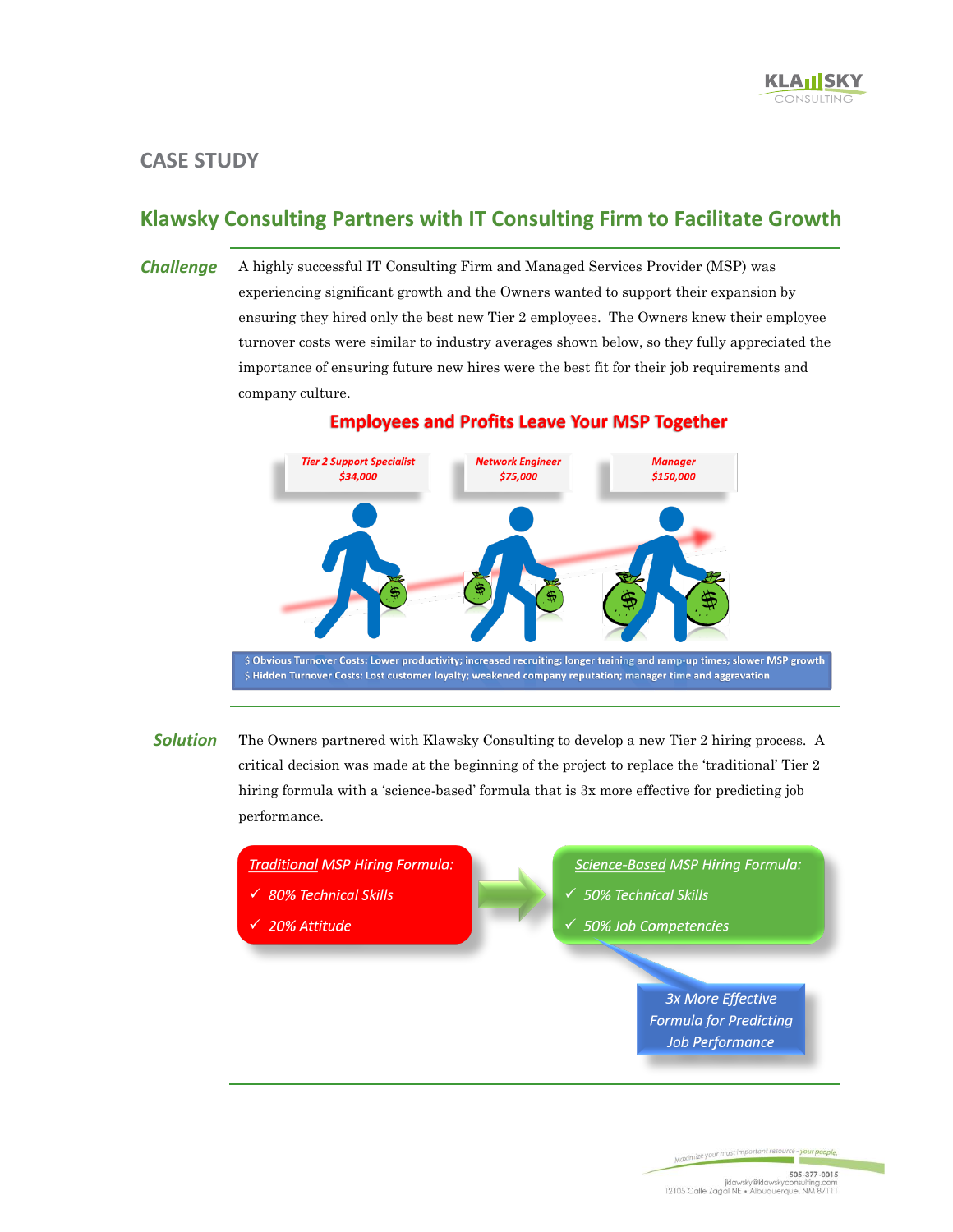## CASE STUDY

# Klawsky Consulting Partners with IT Consulting Firm to Facilitate Growth

### *Challenge*

A highly successful IT Consulting Firm and Managed Services Provider (MSP) was experiencing significant growth and the Owners wanted to support their expansion by ensuring they hired only the best new Tier 2 employees. The Owners knew their employee turnover costs were similar to industry averages shown below, so they fully appreciated the importance of ensuring future new hires were the best fit for their job requirements and company culture.

**Employees and Profits Leave Your MSP Together**

| *Tier 2 Support Specialist* | *Network Engineer* | *Manager* |
|---|---|---|
| *$34,000* | *$75,000* | *$150,000* |

$ Obvious Turnover Costs: Lower productivity; increased recruiting; longer training and ramp-up times; slower MSP growth
$ Hidden Turnover Costs: Lost customer loyalty; weakened company reputation; manager time and aggravation

### *Solution*

The Owners partnered with Klawsky Consulting to develop a new Tier 2 hiring process. A critical decision was made at the beginning of the project to replace the 'traditional' Tier 2 hiring formula with a 'science-based' formula that is 3x more effective for predicting job performance.

*Traditional MSP Hiring Formula:*
- ✓ *80% Technical Skills*
- ✓ *20% Attitude*

*Science-Based MSP Hiring Formula:*
- ✓ *50% Technical Skills*
- ✓ *50% Job Competencies*

*3x More Effective Formula for Predicting Job Performance*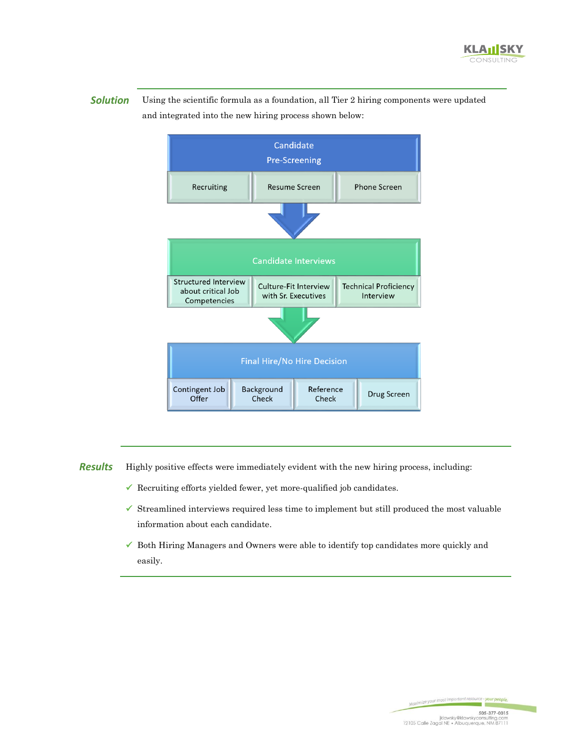**Solution** Using the scientific formula as a foundation, all Tier 2 hiring components were updated and integrated into the new hiring process shown below:

**Candidate Pre-Screening**

Recruiting | Resume Screen | Phone Screen

**Candidate Interviews**

Structured Interview about critical Job Competencies | Culture-Fit Interview with Sr. Executives | Technical Proficiency Interview

**Final Hire/No Hire Decision**

Contingent Job Offer | Background Check | Reference Check | Drug Screen

**Results** Highly positive effects were immediately evident with the new hiring process, including:

- ✓ Recruiting efforts yielded fewer, yet more-qualified job candidates.
- ✓ Streamlined interviews required less time to implement but still produced the most valuable information about each candidate.
- ✓ Both Hiring Managers and Owners were able to identify top candidates more quickly and easily.